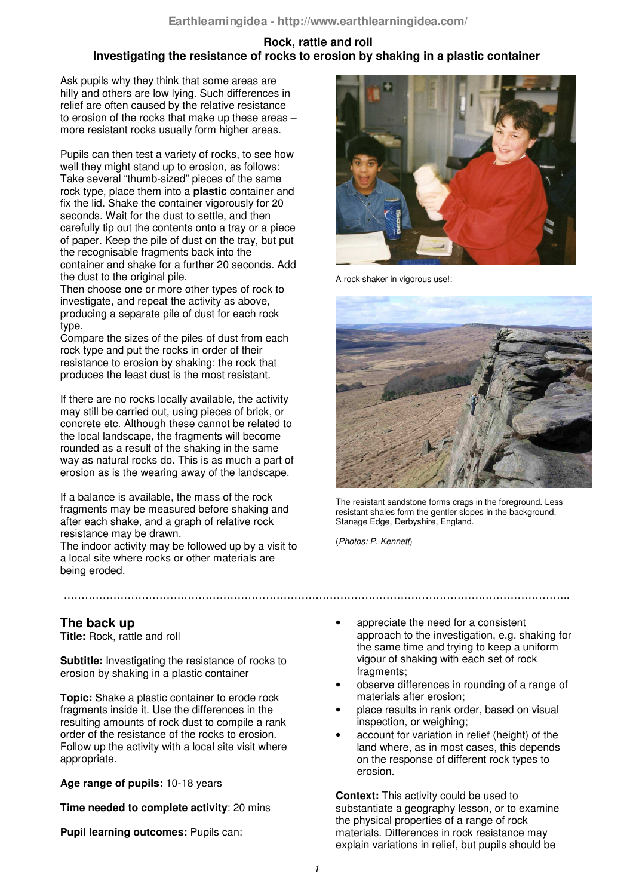# Rock, rattle and roll
## Investigating the resistance of rocks to erosion by shaking in a plastic container

Ask pupils why they think that some areas are hilly and others are low lying. Such differences in relief are often caused by the relative resistance to erosion of the rocks that make up these areas – more resistant rocks usually form higher areas.

Pupils can then test a variety of rocks, to see how well they might stand up to erosion, as follows: Take several "thumb-sized" pieces of the same rock type, place them into a **plastic** container and fix the lid. Shake the container vigorously for 20 seconds. Wait for the dust to settle, and then carefully tip out the contents onto a tray or a piece of paper. Keep the pile of dust on the tray, but put the recognisable fragments back into the container and shake for a further 20 seconds. Add the dust to the original pile.
Then choose one or more other types of rock to investigate, and repeat the activity as above, producing a separate pile of dust for each rock type.
Compare the sizes of the piles of dust from each rock type and put the rocks in order of their resistance to erosion by shaking: the rock that produces the least dust is the most resistant.

If there are no rocks locally available, the activity may still be carried out, using pieces of brick, or concrete etc. Although these cannot be related to the local landscape, the fragments will become rounded as a result of the shaking in the same way as natural rocks do. This is as much a part of erosion as is the wearing away of the landscape.

If a balance is available, the mass of the rock fragments may be measured before shaking and after each shake, and a graph of relative rock resistance may be drawn.
The indoor activity may be followed up by a visit to a local site where rocks or other materials are being eroded.

A rock shaker in vigorous use!:

The resistant sandstone forms crags in the foreground. Less resistant shales form the gentler slopes in the background. Stanage Edge, Derbyshire, England.

(*Photos: P. Kennett*)

---

## The back up

**Title:** Rock, rattle and roll

**Subtitle:** Investigating the resistance of rocks to erosion by shaking in a plastic container

**Topic:** Shake a plastic container to erode rock fragments inside it. Use the differences in the resulting amounts of rock dust to compile a rank order of the resistance of the rocks to erosion. Follow up the activity with a local site visit where appropriate.

**Age range of pupils:** 10-18 years

**Time needed to complete activity**: 20 mins

**Pupil learning outcomes:** Pupils can:

- appreciate the need for a consistent approach to the investigation, e.g. shaking for the same time and trying to keep a uniform vigour of shaking with each set of rock fragments;
- observe differences in rounding of a range of materials after erosion;
- place results in rank order, based on visual inspection, or weighing;
- account for variation in relief (height) of the land where, as in most cases, this depends on the response of different rock types to erosion.

**Context:** This activity could be used to substantiate a geography lesson, or to examine the physical properties of a range of rock materials. Differences in rock resistance may explain variations in relief, but pupils should be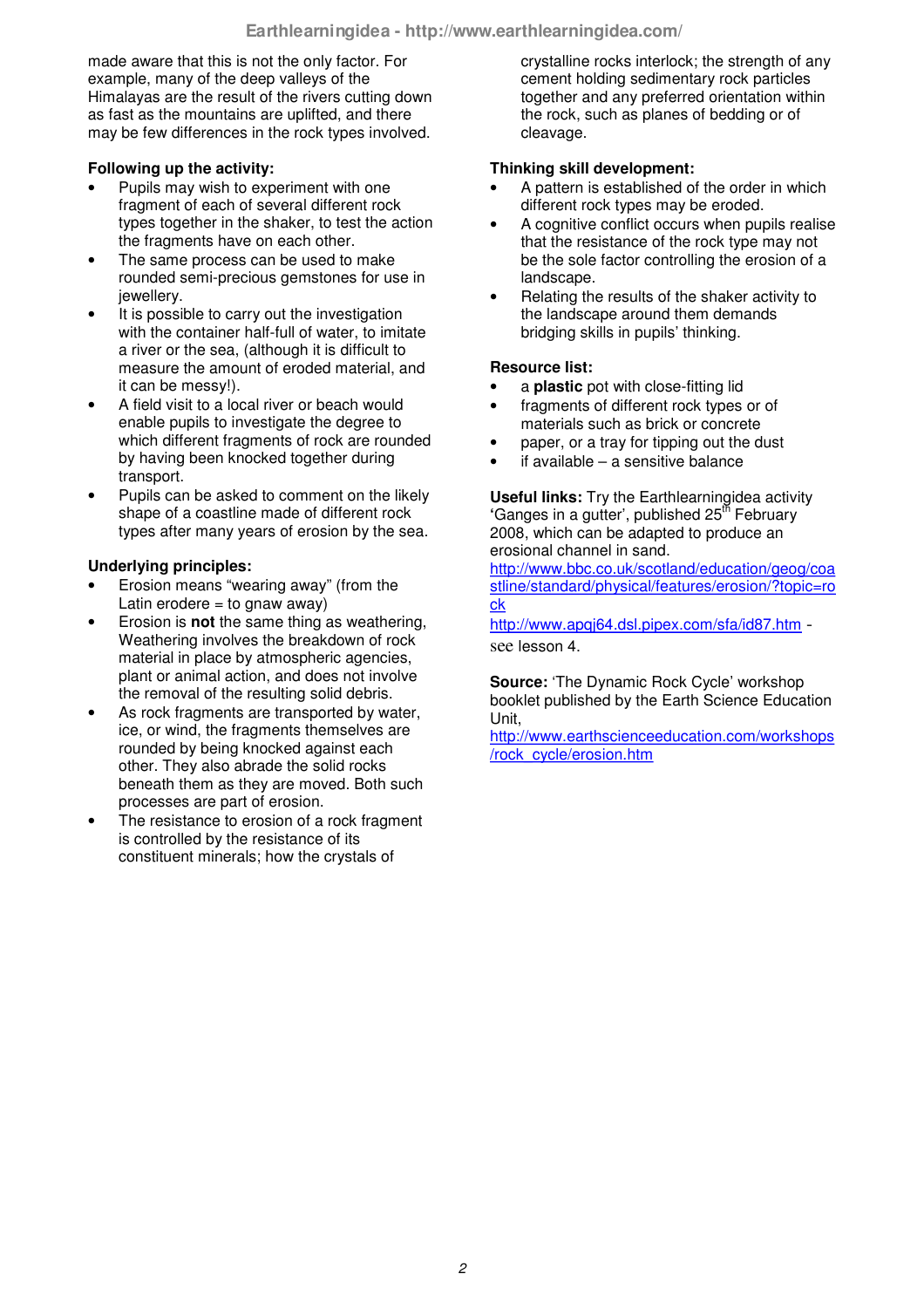made aware that this is not the only factor. For example, many of the deep valleys of the Himalayas are the result of the rivers cutting down as fast as the mountains are uplifted, and there may be few differences in the rock types involved.

**Following up the activity:**

- Pupils may wish to experiment with one fragment of each of several different rock types together in the shaker, to test the action the fragments have on each other.
- The same process can be used to make rounded semi-precious gemstones for use in jewellery.
- It is possible to carry out the investigation with the container half-full of water, to imitate a river or the sea, (although it is difficult to measure the amount of eroded material, and it can be messy!).
- A field visit to a local river or beach would enable pupils to investigate the degree to which different fragments of rock are rounded by having been knocked together during transport.
- Pupils can be asked to comment on the likely shape of a coastline made of different rock types after many years of erosion by the sea.

**Underlying principles:**

- Erosion means "wearing away" (from the Latin erodere = to gnaw away)
- Erosion is **not** the same thing as weathering, Weathering involves the breakdown of rock material in place by atmospheric agencies, plant or animal action, and does not involve the removal of the resulting solid debris.
- As rock fragments are transported by water, ice, or wind, the fragments themselves are rounded by being knocked against each other. They also abrade the solid rocks beneath them as they are moved. Both such processes are part of erosion.
- The resistance to erosion of a rock fragment is controlled by the resistance of its constituent minerals; how the crystals of crystalline rocks interlock; the strength of any cement holding sedimentary rock particles together and any preferred orientation within the rock, such as planes of bedding or of cleavage.

**Thinking skill development:**

- A pattern is established of the order in which different rock types may be eroded.
- A cognitive conflict occurs when pupils realise that the resistance of the rock type may not be the sole factor controlling the erosion of a landscape.
- Relating the results of the shaker activity to the landscape around them demands bridging skills in pupils' thinking.

**Resource list:**

- a **plastic** pot with close-fitting lid
- fragments of different rock types or of materials such as brick or concrete
- paper, or a tray for tipping out the dust
- if available – a sensitive balance

**Useful links:** Try the Earthlearningidea activity 'Ganges in a gutter', published 25th February 2008, which can be adapted to produce an erosional channel in sand.

http://www.bbc.co.uk/scotland/education/geog/coastline/standard/physical/features/erosion/?topic=rock

http://www.apqj64.dsl.pipex.com/sfa/id87.htm - see lesson 4.

**Source:** 'The Dynamic Rock Cycle' workshop booklet published by the Earth Science Education Unit,
http://www.earthscienceeducation.com/workshops/rock_cycle/erosion.htm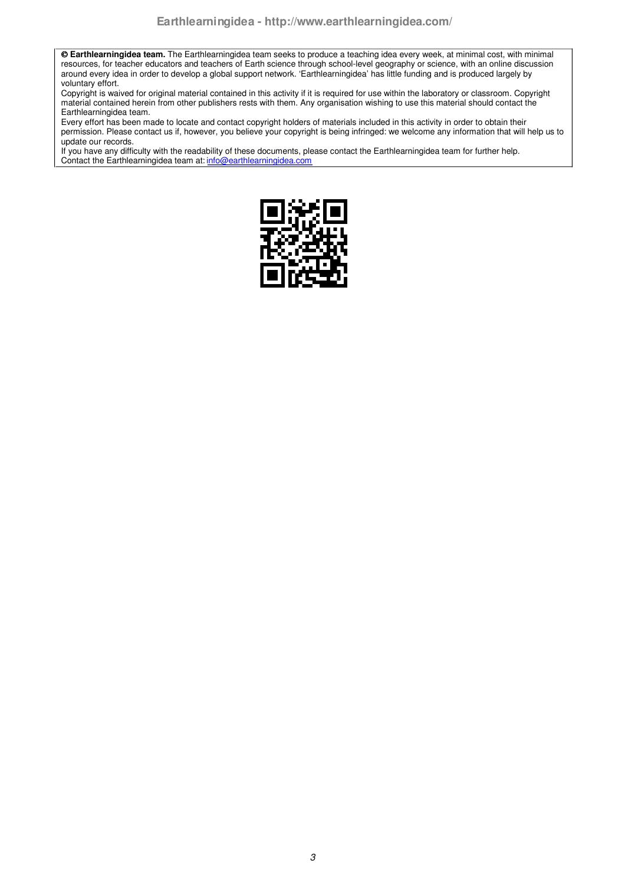**© Earthlearningidea team.** The Earthlearningidea team seeks to produce a teaching idea every week, at minimal cost, with minimal resources, for teacher educators and teachers of Earth science through school-level geography or science, with an online discussion around every idea in order to develop a global support network. 'Earthlearningidea' has little funding and is produced largely by voluntary effort.

Copyright is waived for original material contained in this activity if it is required for use within the laboratory or classroom. Copyright material contained herein from other publishers rests with them. Any organisation wishing to use this material should contact the Earthlearningidea team.

Every effort has been made to locate and contact copyright holders of materials included in this activity in order to obtain their permission. Please contact us if, however, you believe your copyright is being infringed: we welcome any information that will help us to update our records.

If you have any difficulty with the readability of these documents, please contact the Earthlearningidea team for further help.

Contact the Earthlearningidea team at: [info@earthlearningidea.com](mailto:info@earthlearningidea.com)